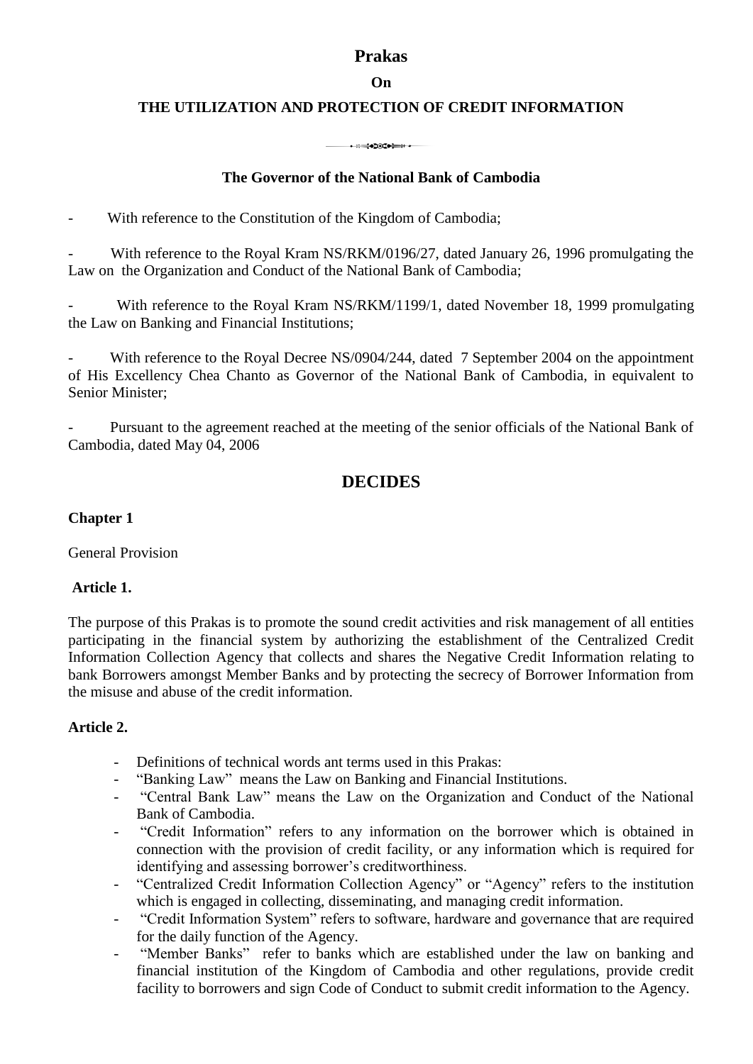# Prakas

## On

## THE UTILIZATION AND PROTECTION OF CREDIT INFORMATION

### The Governor of the National Bank of Cambodia

- With reference to the Constitution of the Kingdom of Cambodia;
- With reference to the Royal Kram NS/RKM/0196/27, dated January 26, 1996 promulgating the Law on the Organization and Conduct of the National Bank of Cambodia;
- With reference to the Royal Kram NS/RKM/1199/1, dated November 18, 1999 promulgating the Law on Banking and Financial Institutions;
- With reference to the Royal Decree NS/0904/244, dated 7 September 2004 on the appointment of His Excellency Chea Chanto as Governor of the National Bank of Cambodia, in equivalent to Senior Minister;
- Pursuant to the agreement reached at the meeting of the senior officials of the National Bank of Cambodia, dated May 04, 2006

## DECIDES

### Chapter 1

General Provision

#### Article 1.

The purpose of this Prakas is to promote the sound credit activities and risk management of all entities participating in the financial system by authorizing the establishment of the Centralized Credit Information Collection Agency that collects and shares the Negative Credit Information relating to bank Borrowers amongst Member Banks and by protecting the secrecy of Borrower Information from the misuse and abuse of the credit information.

#### Article 2.

- Definitions of technical words ant terms used in this Prakas:
- "Banking Law" means the Law on Banking and Financial Institutions.
- "Central Bank Law" means the Law on the Organization and Conduct of the National Bank of Cambodia.
- "Credit Information" refers to any information on the borrower which is obtained in connection with the provision of credit facility, or any information which is required for identifying and assessing borrower's creditworthiness.
- "Centralized Credit Information Collection Agency" or "Agency" refers to the institution which is engaged in collecting, disseminating, and managing credit information.
- "Credit Information System" refers to software, hardware and governance that are required for the daily function of the Agency.
- "Member Banks" refer to banks which are established under the law on banking and financial institution of the Kingdom of Cambodia and other regulations, provide credit facility to borrowers and sign Code of Conduct to submit credit information to the Agency.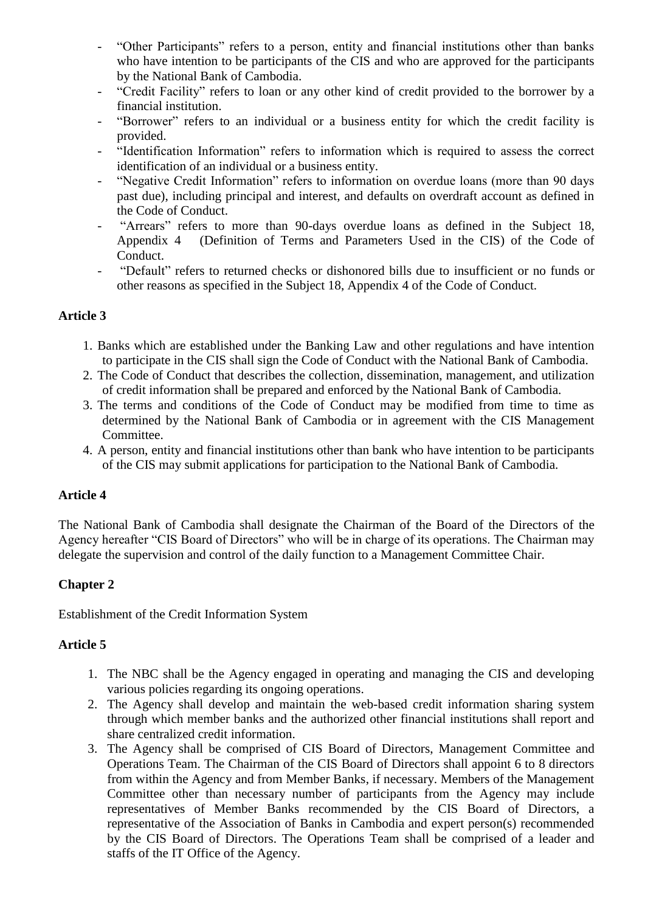- "Other Participants" refers to a person, entity and financial institutions other than banks who have intention to be participants of the CIS and who are approved for the participants by the National Bank of Cambodia.
- "Credit Facility" refers to loan or any other kind of credit provided to the borrower by a financial institution.
- "Borrower" refers to an individual or a business entity for which the credit facility is provided.
- "Identification Information" refers to information which is required to assess the correct identification of an individual or a business entity.
- "Negative Credit Information" refers to information on overdue loans (more than 90 days past due), including principal and interest, and defaults on overdraft account as defined in the Code of Conduct.
- "Arrears" refers to more than 90-days overdue loans as defined in the Subject 18, Appendix 4 (Definition of Terms and Parameters Used in the CIS) of the Code of Conduct.
- "Default" refers to returned checks or dishonored bills due to insufficient or no funds or other reasons as specified in the Subject 18, Appendix 4 of the Code of Conduct.

## Article 3

1. Banks which are established under the Banking Law and other regulations and have intention to participate in the CIS shall sign the Code of Conduct with the National Bank of Cambodia.
2. The Code of Conduct that describes the collection, dissemination, management, and utilization of credit information shall be prepared and enforced by the National Bank of Cambodia.
3. The terms and conditions of the Code of Conduct may be modified from time to time as determined by the National Bank of Cambodia or in agreement with the CIS Management Committee.
4. A person, entity and financial institutions other than bank who have intention to be participants of the CIS may submit applications for participation to the National Bank of Cambodia.

## Article 4

The National Bank of Cambodia shall designate the Chairman of the Board of the Directors of the Agency hereafter "CIS Board of Directors" who will be in charge of its operations. The Chairman may delegate the supervision and control of the daily function to a Management Committee Chair.

## Chapter 2

Establishment of the Credit Information System

## Article 5

1. The NBC shall be the Agency engaged in operating and managing the CIS and developing various policies regarding its ongoing operations.
2. The Agency shall develop and maintain the web-based credit information sharing system through which member banks and the authorized other financial institutions shall report and share centralized credit information.
3. The Agency shall be comprised of CIS Board of Directors, Management Committee and Operations Team. The Chairman of the CIS Board of Directors shall appoint 6 to 8 directors from within the Agency and from Member Banks, if necessary. Members of the Management Committee other than necessary number of participants from the Agency may include representatives of Member Banks recommended by the CIS Board of Directors, a representative of the Association of Banks in Cambodia and expert person(s) recommended by the CIS Board of Directors. The Operations Team shall be comprised of a leader and staffs of the IT Office of the Agency.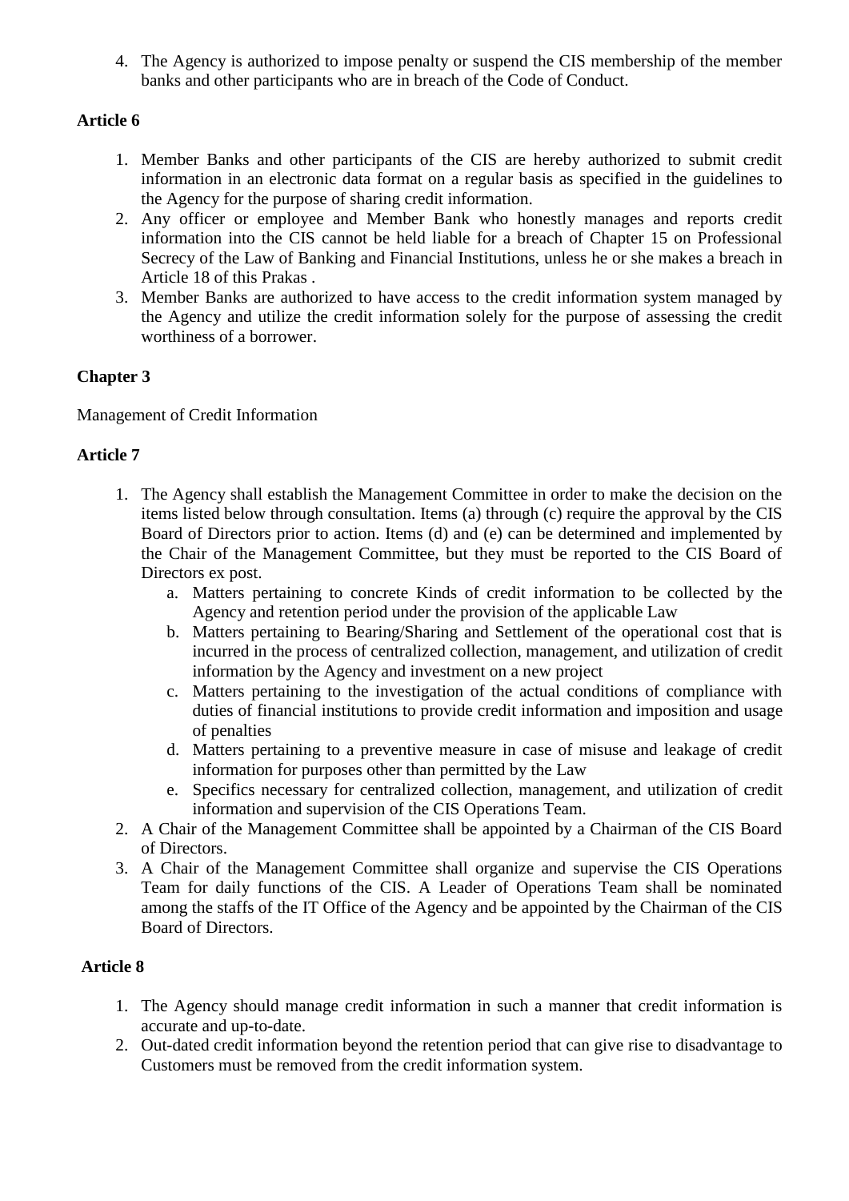4. The Agency is authorized to impose penalty or suspend the CIS membership of the member banks and other participants who are in breach of the Code of Conduct.

### Article 6

1. Member Banks and other participants of the CIS are hereby authorized to submit credit information in an electronic data format on a regular basis as specified in the guidelines to the Agency for the purpose of sharing credit information.
2. Any officer or employee and Member Bank who honestly manages and reports credit information into the CIS cannot be held liable for a breach of Chapter 15 on Professional Secrecy of the Law of Banking and Financial Institutions, unless he or she makes a breach in Article 18 of this Prakas .
3. Member Banks are authorized to have access to the credit information system managed by the Agency and utilize the credit information solely for the purpose of assessing the credit worthiness of a borrower.

## Chapter 3

Management of Credit Information

### Article 7

1. The Agency shall establish the Management Committee in order to make the decision on the items listed below through consultation. Items (a) through (c) require the approval by the CIS Board of Directors prior to action. Items (d) and (e) can be determined and implemented by the Chair of the Management Committee, but they must be reported to the CIS Board of Directors ex post.
   a. Matters pertaining to concrete Kinds of credit information to be collected by the Agency and retention period under the provision of the applicable Law
   b. Matters pertaining to Bearing/Sharing and Settlement of the operational cost that is incurred in the process of centralized collection, management, and utilization of credit information by the Agency and investment on a new project
   c. Matters pertaining to the investigation of the actual conditions of compliance with duties of financial institutions to provide credit information and imposition and usage of penalties
   d. Matters pertaining to a preventive measure in case of misuse and leakage of credit information for purposes other than permitted by the Law
   e. Specifics necessary for centralized collection, management, and utilization of credit information and supervision of the CIS Operations Team.
2. A Chair of the Management Committee shall be appointed by a Chairman of the CIS Board of Directors.
3. A Chair of the Management Committee shall organize and supervise the CIS Operations Team for daily functions of the CIS. A Leader of Operations Team shall be nominated among the staffs of the IT Office of the Agency and be appointed by the Chairman of the CIS Board of Directors.

### Article 8

1. The Agency should manage credit information in such a manner that credit information is accurate and up-to-date.
2. Out-dated credit information beyond the retention period that can give rise to disadvantage to Customers must be removed from the credit information system.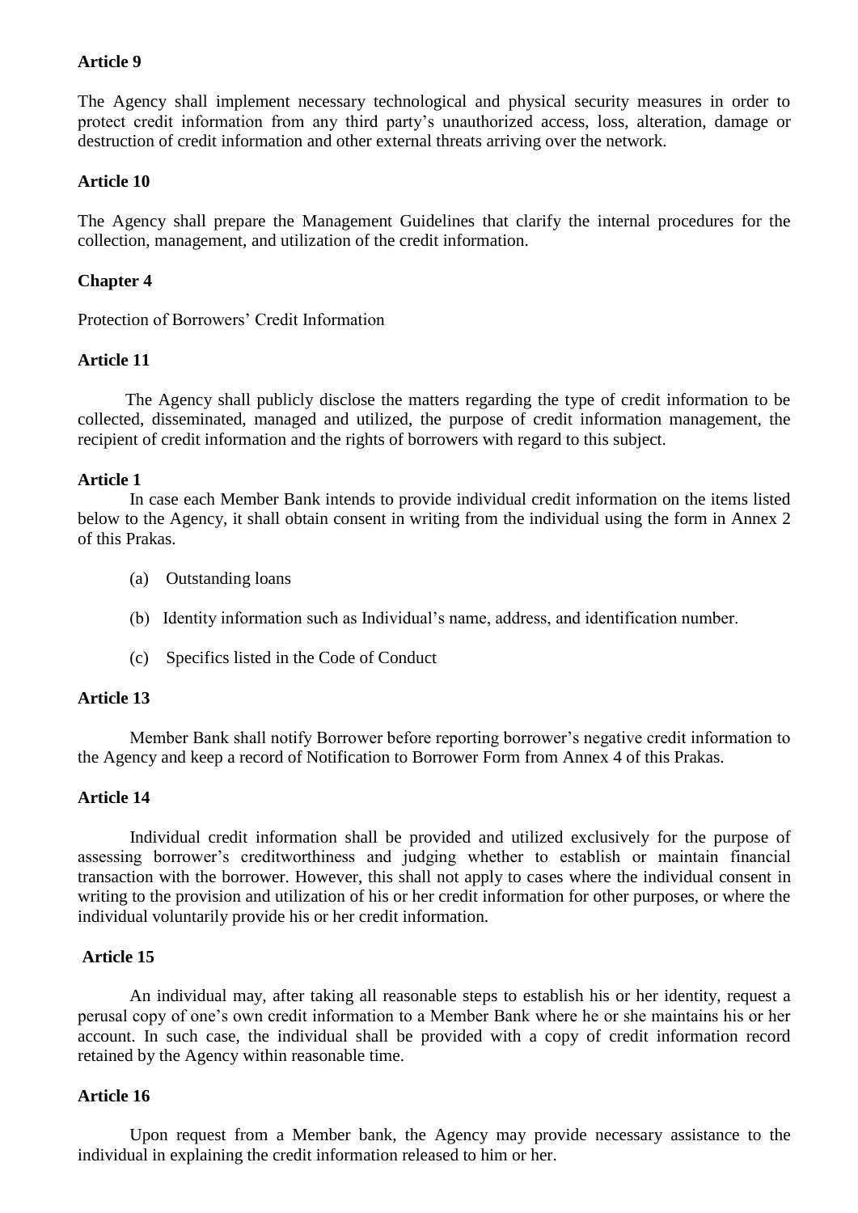**Article 9**

The Agency shall implement necessary technological and physical security measures in order to protect credit information from any third party's unauthorized access, loss, alteration, damage or destruction of credit information and other external threats arriving over the network.

**Article 10**

The Agency shall prepare the Management Guidelines that clarify the internal procedures for the collection, management, and utilization of the credit information.

**Chapter 4**

Protection of Borrowers' Credit Information

**Article 11**

The Agency shall publicly disclose the matters regarding the type of credit information to be collected, disseminated, managed and utilized, the purpose of credit information management, the recipient of credit information and the rights of borrowers with regard to this subject.

**Article 1**

In case each Member Bank intends to provide individual credit information on the items listed below to the Agency, it shall obtain consent in writing from the individual using the form in Annex 2 of this Prakas.

(a) Outstanding loans

(b) Identity information such as Individual's name, address, and identification number.

(c) Specifics listed in the Code of Conduct

**Article 13**

Member Bank shall notify Borrower before reporting borrower's negative credit information to the Agency and keep a record of Notification to Borrower Form from Annex 4 of this Prakas.

**Article 14**

Individual credit information shall be provided and utilized exclusively for the purpose of assessing borrower's creditworthiness and judging whether to establish or maintain financial transaction with the borrower. However, this shall not apply to cases where the individual consent in writing to the provision and utilization of his or her credit information for other purposes, or where the individual voluntarily provide his or her credit information.

**Article 15**

An individual may, after taking all reasonable steps to establish his or her identity, request a perusal copy of one's own credit information to a Member Bank where he or she maintains his or her account. In such case, the individual shall be provided with a copy of credit information record retained by the Agency within reasonable time.

**Article 16**

Upon request from a Member bank, the Agency may provide necessary assistance to the individual in explaining the credit information released to him or her.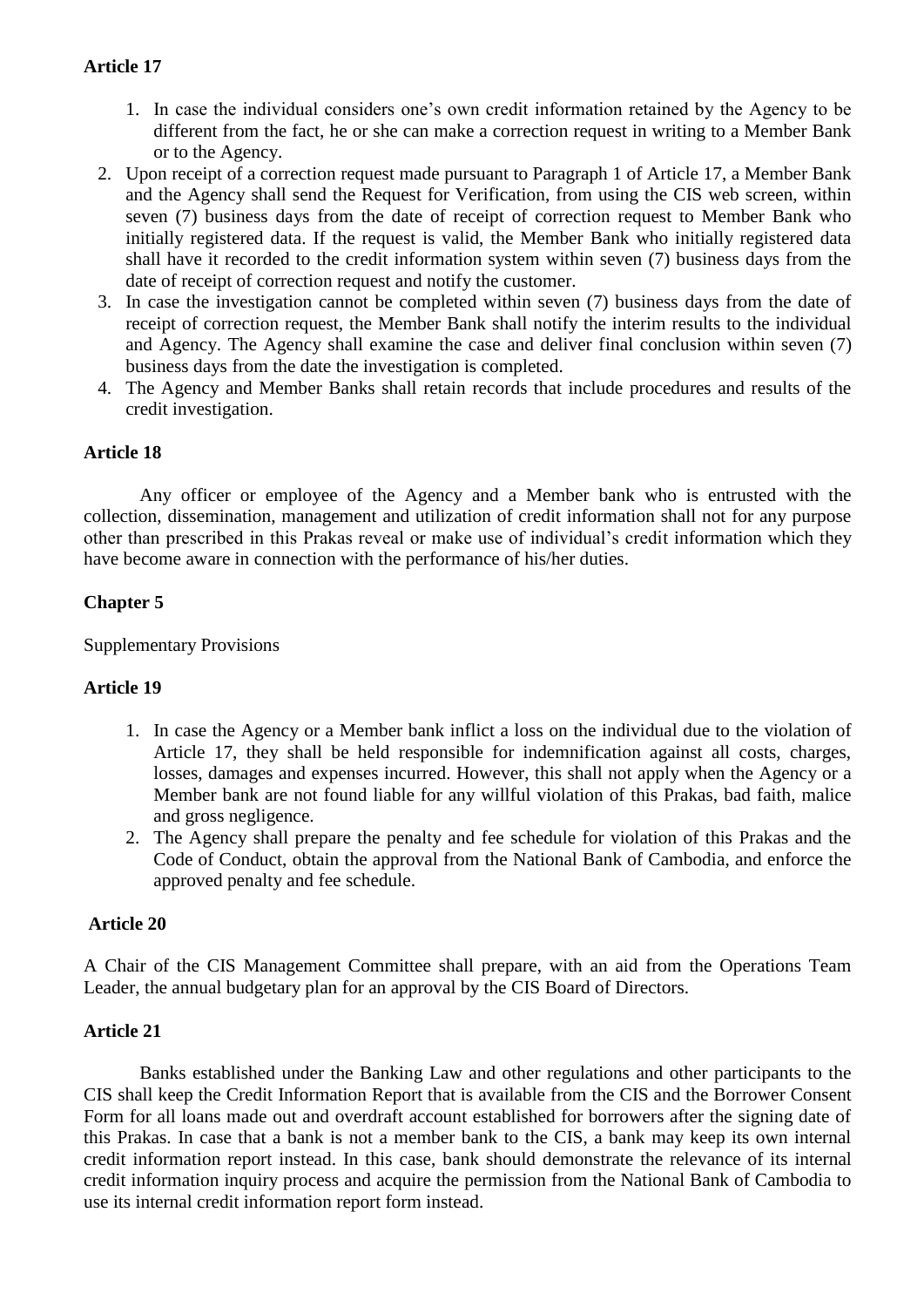**Article 17**

1. In case the individual considers one's own credit information retained by the Agency to be different from the fact, he or she can make a correction request in writing to a Member Bank or to the Agency.
2. Upon receipt of a correction request made pursuant to Paragraph 1 of Article 17, a Member Bank and the Agency shall send the Request for Verification, from using the CIS web screen, within seven (7) business days from the date of receipt of correction request to Member Bank who initially registered data. If the request is valid, the Member Bank who initially registered data shall have it recorded to the credit information system within seven (7) business days from the date of receipt of correction request and notify the customer.
3. In case the investigation cannot be completed within seven (7) business days from the date of receipt of correction request, the Member Bank shall notify the interim results to the individual and Agency. The Agency shall examine the case and deliver final conclusion within seven (7) business days from the date the investigation is completed.
4. The Agency and Member Banks shall retain records that include procedures and results of the credit investigation.

**Article 18**

Any officer or employee of the Agency and a Member bank who is entrusted with the collection, dissemination, management and utilization of credit information shall not for any purpose other than prescribed in this Prakas reveal or make use of individual's credit information which they have become aware in connection with the performance of his/her duties.

**Chapter 5**

Supplementary Provisions

**Article 19**

1. In case the Agency or a Member bank inflict a loss on the individual due to the violation of Article 17, they shall be held responsible for indemnification against all costs, charges, losses, damages and expenses incurred. However, this shall not apply when the Agency or a Member bank are not found liable for any willful violation of this Prakas, bad faith, malice and gross negligence.
2. The Agency shall prepare the penalty and fee schedule for violation of this Prakas and the Code of Conduct, obtain the approval from the National Bank of Cambodia, and enforce the approved penalty and fee schedule.

**Article 20**

A Chair of the CIS Management Committee shall prepare, with an aid from the Operations Team Leader, the annual budgetary plan for an approval by the CIS Board of Directors.

**Article 21**

Banks established under the Banking Law and other regulations and other participants to the CIS shall keep the Credit Information Report that is available from the CIS and the Borrower Consent Form for all loans made out and overdraft account established for borrowers after the signing date of this Prakas. In case that a bank is not a member bank to the CIS, a bank may keep its own internal credit information report instead. In this case, bank should demonstrate the relevance of its internal credit information inquiry process and acquire the permission from the National Bank of Cambodia to use its internal credit information report form instead.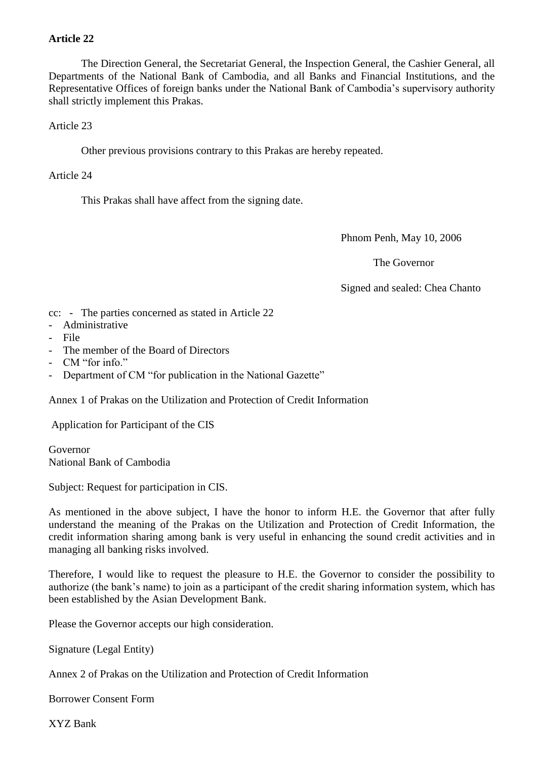**Article 22**

The Direction General, the Secretariat General, the Inspection General, the Cashier General, all Departments of the National Bank of Cambodia, and all Banks and Financial Institutions, and the Representative Offices of foreign banks under the National Bank of Cambodia's supervisory authority shall strictly implement this Prakas.

Article 23

Other previous provisions contrary to this Prakas are hereby repeated.

Article 24

This Prakas shall have affect from the signing date.

Phnom Penh, May 10, 2006

The Governor

Signed and sealed: Chea Chanto

cc: - The parties concerned as stated in Article 22
- Administrative
- File
- The member of the Board of Directors
- CM "for info."
- Department of CM "for publication in the National Gazette"

Annex 1 of Prakas on the Utilization and Protection of Credit Information

Application for Participant of the CIS

Governor
National Bank of Cambodia

Subject: Request for participation in CIS.

As mentioned in the above subject, I have the honor to inform H.E. the Governor that after fully understand the meaning of the Prakas on the Utilization and Protection of Credit Information, the credit information sharing among bank is very useful in enhancing the sound credit activities and in managing all banking risks involved.

Therefore, I would like to request the pleasure to H.E. the Governor to consider the possibility to authorize (the bank's name) to join as a participant of the credit sharing information system, which has been established by the Asian Development Bank.

Please the Governor accepts our high consideration.

Signature (Legal Entity)

Annex 2 of Prakas on the Utilization and Protection of Credit Information

Borrower Consent Form

XYZ Bank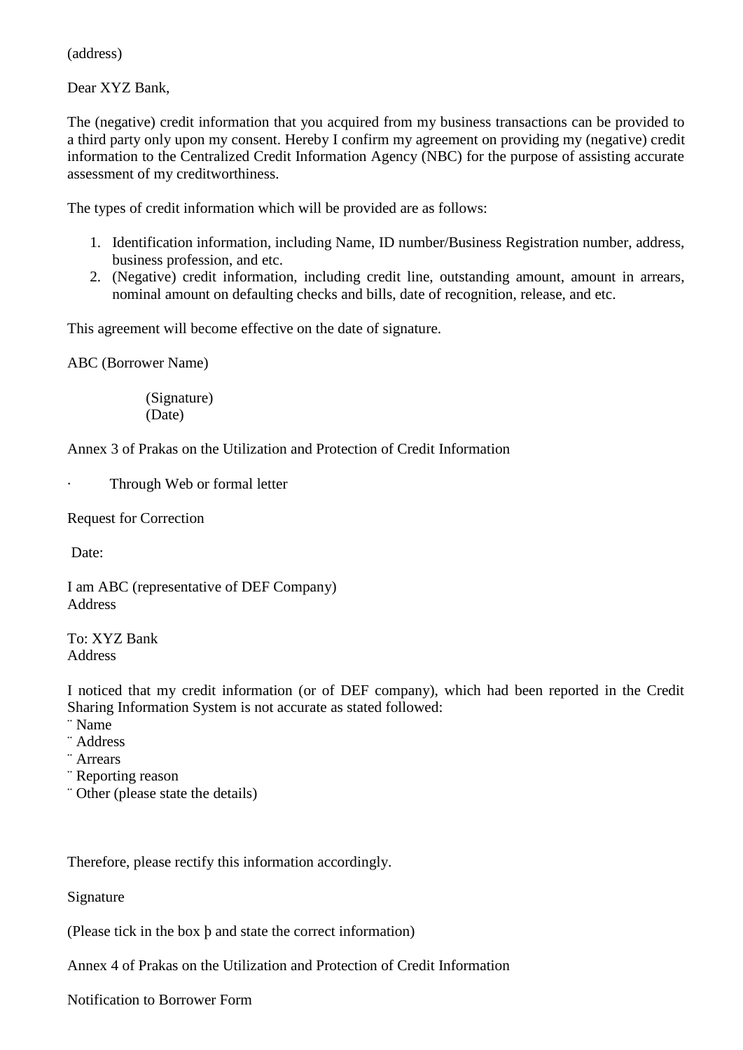(address)

Dear XYZ Bank,

The (negative) credit information that you acquired from my business transactions can be provided to a third party only upon my consent. Hereby I confirm my agreement on providing my (negative) credit information to the Centralized Credit Information Agency (NBC) for the purpose of assisting accurate assessment of my creditworthiness.

The types of credit information which will be provided are as follows:

1. Identification information, including Name, ID number/Business Registration number, address, business profession, and etc.
2. (Negative) credit information, including credit line, outstanding amount, amount in arrears, nominal amount on defaulting checks and bills, date of recognition, release, and etc.

This agreement will become effective on the date of signature.

ABC (Borrower Name)

(Signature)
(Date)

Annex 3 of Prakas on the Utilization and Protection of Credit Information

· Through Web or formal letter

Request for Correction

Date:

I am ABC (representative of DEF Company)
Address

To: XYZ Bank
Address

I noticed that my credit information (or of DEF company), which had been reported in the Credit Sharing Information System is not accurate as stated followed:
¨ Name
¨ Address
¨ Arrears
¨ Reporting reason
¨ Other (please state the details)

Therefore, please rectify this information accordingly.

Signature

(Please tick in the box þ and state the correct information)

Annex 4 of Prakas on the Utilization and Protection of Credit Information

Notification to Borrower Form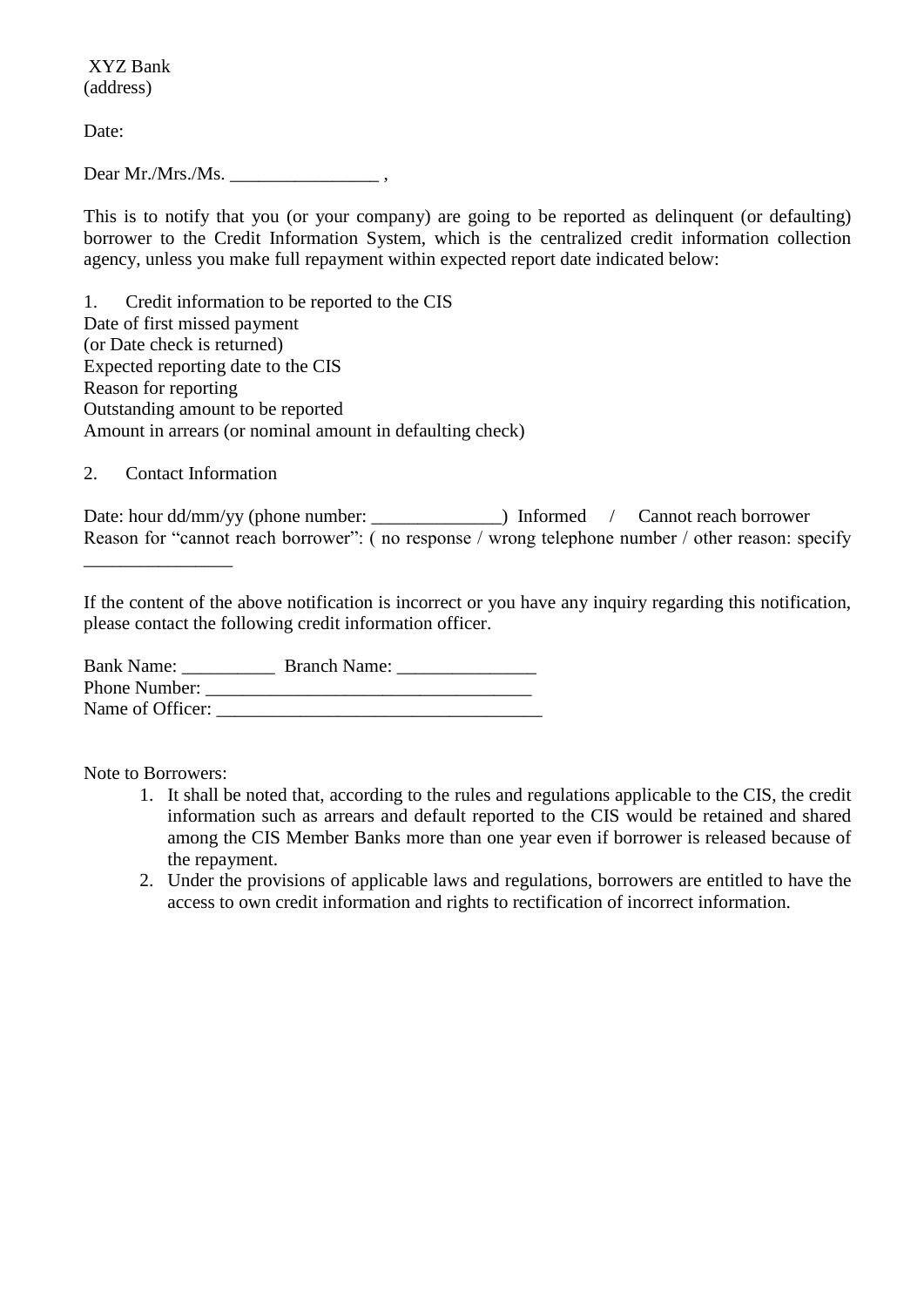XYZ Bank
(address)

Date:

Dear Mr./Mrs./Ms. ________________ ,

This is to notify that you (or your company) are going to be reported as delinquent (or defaulting) borrower to the Credit Information System, which is the centralized credit information collection agency, unless you make full repayment within expected report date indicated below:

1. Credit information to be reported to the CIS

Date of first missed payment
(or Date check is returned)
Expected reporting date to the CIS
Reason for reporting
Outstanding amount to be reported
Amount in arrears (or nominal amount in defaulting check)

2. Contact Information

Date: hour dd/mm/yy (phone number: ______________) Informed / Cannot reach borrower
Reason for "cannot reach borrower": ( no response / wrong telephone number / other reason: specify _______________

If the content of the above notification is incorrect or you have any inquiry regarding this notification, please contact the following credit information officer.

Bank Name: __________ Branch Name: _______________
Phone Number: ___________________________________
Name of Officer: __________________________________

Note to Borrowers:

1. It shall be noted that, according to the rules and regulations applicable to the CIS, the credit information such as arrears and default reported to the CIS would be retained and shared among the CIS Member Banks more than one year even if borrower is released because of the repayment.
2. Under the provisions of applicable laws and regulations, borrowers are entitled to have the access to own credit information and rights to rectification of incorrect information.